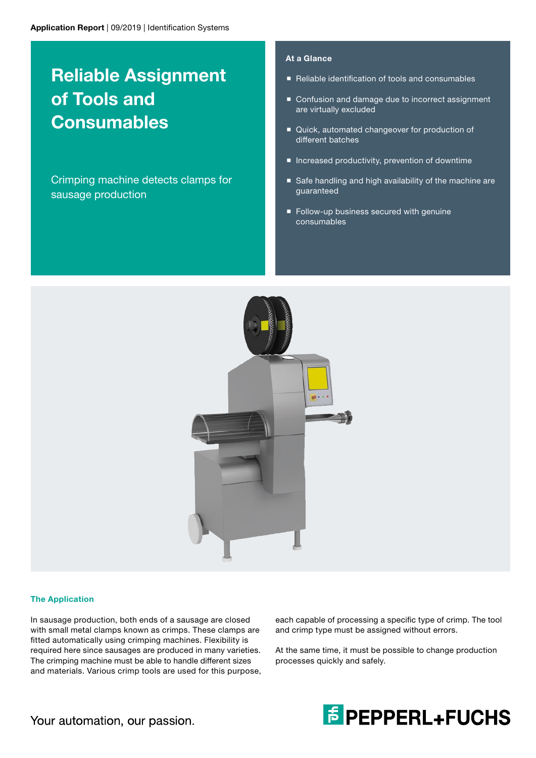Application Report | 09/2019 | Identification Systems

# Reliable Assignment of Tools and Consumables

Crimping machine detects clamps for sausage production

**At a Glance**

- Reliable identification of tools and consumables
- Confusion and damage due to incorrect assignment are virtually excluded
- Quick, automated changeover for production of different batches
- Increased productivity, prevention of downtime
- Safe handling and high availability of the machine are guaranteed
- Follow-up business secured with genuine consumables

## The Application

In sausage production, both ends of a sausage are closed with small metal clamps known as crimps. These clamps are fitted automatically using crimping machines. Flexibility is required here since sausages are produced in many varieties. The crimping machine must be able to handle different sizes and materials. Various crimp tools are used for this purpose, each capable of processing a specific type of crimp. The tool and crimp type must be assigned without errors.

At the same time, it must be possible to change production processes quickly and safely.

Your automation, our passion.

PEPPERL+FUCHS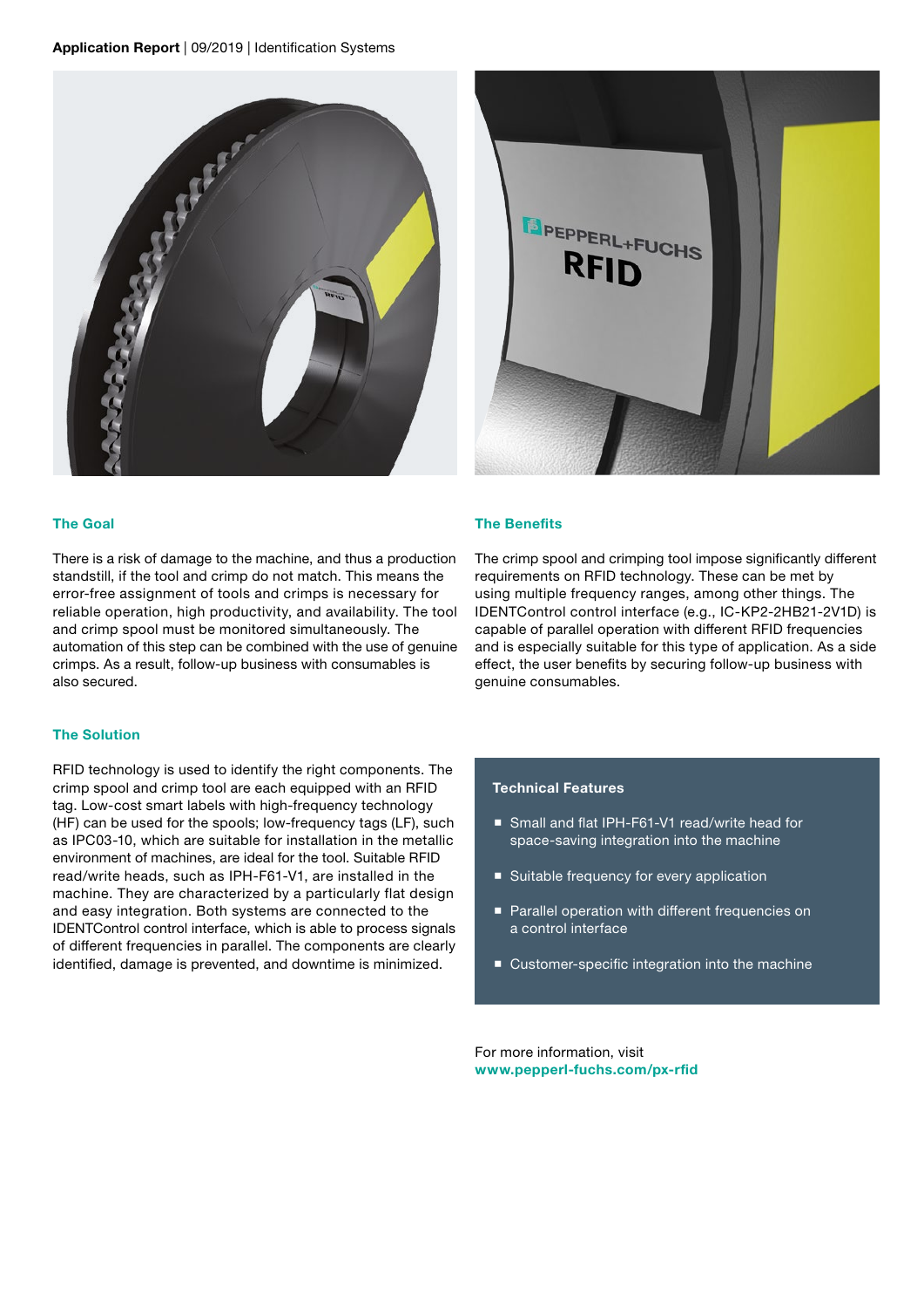## The Goal

There is a risk of damage to the machine, and thus a production standstill, if the tool and crimp do not match. This means the error-free assignment of tools and crimps is necessary for reliable operation, high productivity, and availability. The tool and crimp spool must be monitored simultaneously. The automation of this step can be combined with the use of genuine crimps. As a result, follow-up business with consumables is also secured.

## The Solution

RFID technology is used to identify the right components. The crimp spool and crimp tool are each equipped with an RFID tag. Low-cost smart labels with high-frequency technology (HF) can be used for the spools; low-frequency tags (LF), such as IPC03-10, which are suitable for installation in the metallic environment of machines, are ideal for the tool. Suitable RFID read/write heads, such as IPH-F61-V1, are installed in the machine. They are characterized by a particularly flat design and easy integration. Both systems are connected to the IDENTControl control interface, which is able to process signals of different frequencies in parallel. The components are clearly identified, damage is prevented, and downtime is minimized.

## The Benefits

The crimp spool and crimping tool impose significantly different requirements on RFID technology. These can be met by using multiple frequency ranges, among other things. The IDENTControl control interface (e.g., IC-KP2-2HB21-2V1D) is capable of parallel operation with different RFID frequencies and is especially suitable for this type of application. As a side effect, the user benefits by securing follow-up business with genuine consumables.

### Technical Features

- Small and flat IPH-F61-V1 read/write head for space-saving integration into the machine
- Suitable frequency for every application
- Parallel operation with different frequencies on a control interface
- Customer-specific integration into the machine

For more information, visit
**www.pepperl-fuchs.com/px-rfid**